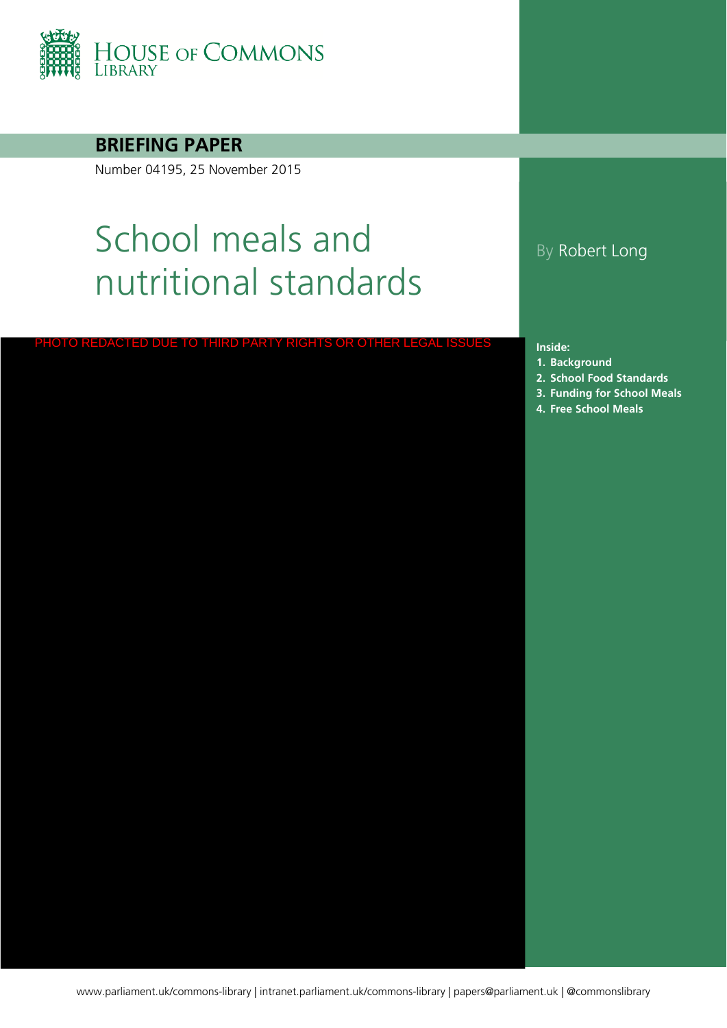HOUSE OF COMMONS LIBRARY

**BRIEFING PAPER**

Number 04195, 25 November 2015

# School meals and nutritional standards

By Robert Long

PHOTO REDACTED DUE TO THIRD PARTY RIGHTS OR OTHER LEGAL ISSUES

**Inside:**

1. **Background**
2. **School Food Standards**
3. **Funding for School Meals**
4. **Free School Meals**

www.parliament.uk/commons-library | intranet.parliament.uk/commons-library | papers@parliament.uk | @commonslibrary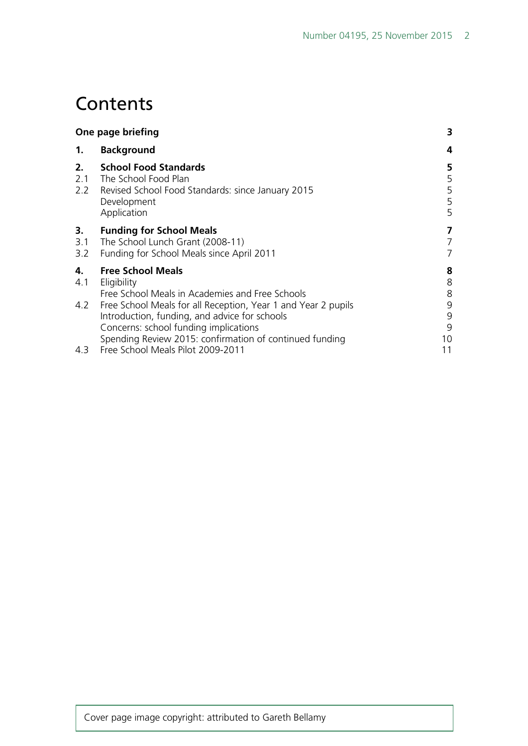# Contents

| | | |
|---|---|---|
| **One page briefing** | | **3** |
| **1.** | **Background** | **4** |
| **2.** | **School Food Standards** | **5** |
| 2.1 | The School Food Plan | 5 |
| 2.2 | Revised School Food Standards: since January 2015 | 5 |
| | Development | 5 |
| | Application | 5 |
| **3.** | **Funding for School Meals** | **7** |
| 3.1 | The School Lunch Grant (2008-11) | 7 |
| 3.2 | Funding for School Meals since April 2011 | 7 |
| **4.** | **Free School Meals** | **8** |
| 4.1 | Eligibility | 8 |
| | Free School Meals in Academies and Free Schools | 8 |
| 4.2 | Free School Meals for all Reception, Year 1 and Year 2 pupils | 9 |
| | Introduction, funding, and advice for schools | 9 |
| | Concerns: school funding implications | 9 |
| | Spending Review 2015: confirmation of continued funding | 10 |
| 4.3 | Free School Meals Pilot 2009-2011 | 11 |

Cover page image copyright: attributed to Gareth Bellamy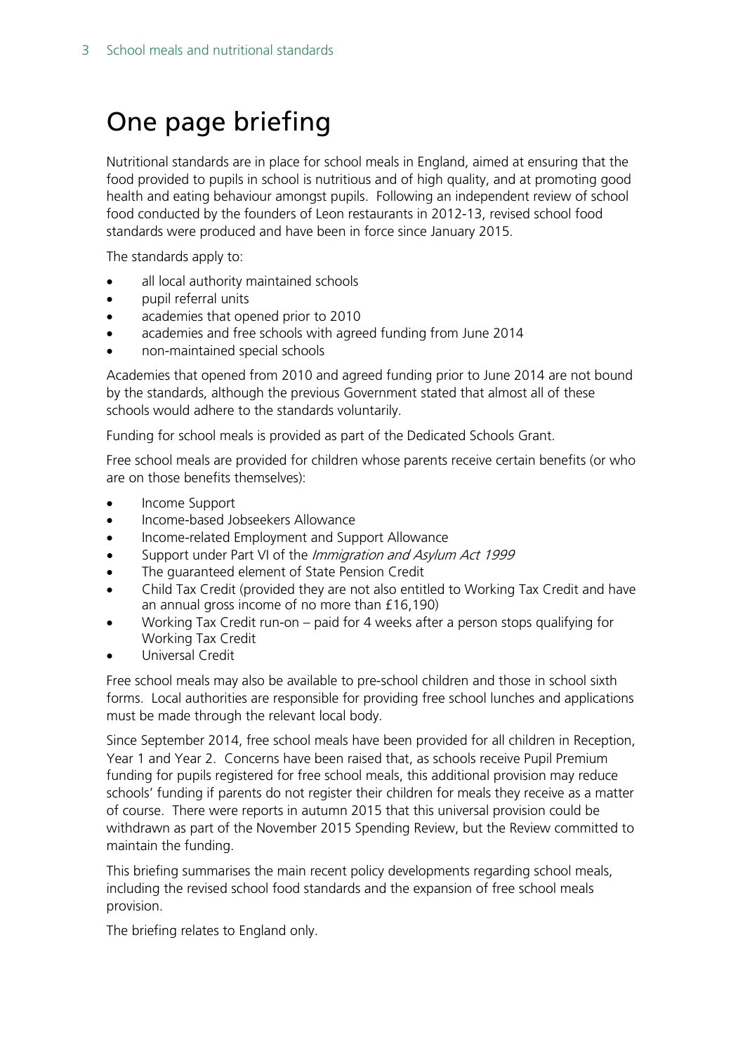# One page briefing

Nutritional standards are in place for school meals in England, aimed at ensuring that the food provided to pupils in school is nutritious and of high quality, and at promoting good health and eating behaviour amongst pupils. Following an independent review of school food conducted by the founders of Leon restaurants in 2012-13, revised school food standards were produced and have been in force since January 2015.

The standards apply to:

- all local authority maintained schools
- pupil referral units
- academies that opened prior to 2010
- academies and free schools with agreed funding from June 2014
- non-maintained special schools

Academies that opened from 2010 and agreed funding prior to June 2014 are not bound by the standards, although the previous Government stated that almost all of these schools would adhere to the standards voluntarily.

Funding for school meals is provided as part of the Dedicated Schools Grant.

Free school meals are provided for children whose parents receive certain benefits (or who are on those benefits themselves):

- Income Support
- Income-based Jobseekers Allowance
- Income-related Employment and Support Allowance
- Support under Part VI of the *Immigration and Asylum Act 1999*
- The guaranteed element of State Pension Credit
- Child Tax Credit (provided they are not also entitled to Working Tax Credit and have an annual gross income of no more than £16,190)
- Working Tax Credit run-on – paid for 4 weeks after a person stops qualifying for Working Tax Credit
- Universal Credit

Free school meals may also be available to pre-school children and those in school sixth forms. Local authorities are responsible for providing free school lunches and applications must be made through the relevant local body.

Since September 2014, free school meals have been provided for all children in Reception, Year 1 and Year 2. Concerns have been raised that, as schools receive Pupil Premium funding for pupils registered for free school meals, this additional provision may reduce schools' funding if parents do not register their children for meals they receive as a matter of course. There were reports in autumn 2015 that this universal provision could be withdrawn as part of the November 2015 Spending Review, but the Review committed to maintain the funding.

This briefing summarises the main recent policy developments regarding school meals, including the revised school food standards and the expansion of free school meals provision.

The briefing relates to England only.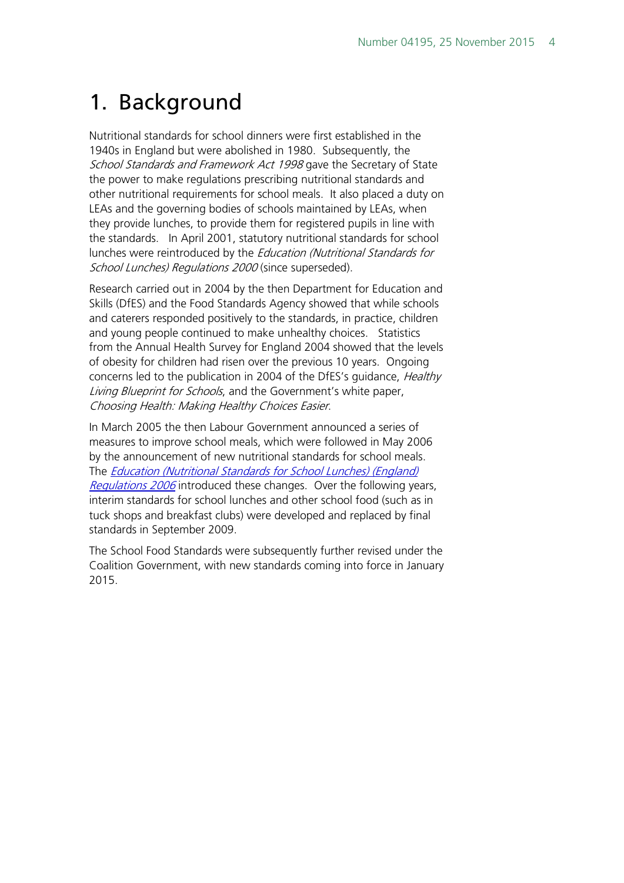# 1. Background

Nutritional standards for school dinners were first established in the 1940s in England but were abolished in 1980. Subsequently, the *School Standards and Framework Act 1998* gave the Secretary of State the power to make regulations prescribing nutritional standards and other nutritional requirements for school meals. It also placed a duty on LEAs and the governing bodies of schools maintained by LEAs, when they provide lunches, to provide them for registered pupils in line with the standards. In April 2001, statutory nutritional standards for school lunches were reintroduced by the *Education (Nutritional Standards for School Lunches) Regulations 2000* (since superseded).

Research carried out in 2004 by the then Department for Education and Skills (DfES) and the Food Standards Agency showed that while schools and caterers responded positively to the standards, in practice, children and young people continued to make unhealthy choices. Statistics from the Annual Health Survey for England 2004 showed that the levels of obesity for children had risen over the previous 10 years. Ongoing concerns led to the publication in 2004 of the DfES's guidance, *Healthy Living Blueprint for Schools*, and the Government's white paper, *Choosing Health: Making Healthy Choices Easier*.

In March 2005 the then Labour Government announced a series of measures to improve school meals, which were followed in May 2006 by the announcement of new nutritional standards for school meals. The *Education (Nutritional Standards for School Lunches) (England) Regulations 2006* introduced these changes. Over the following years, interim standards for school lunches and other school food (such as in tuck shops and breakfast clubs) were developed and replaced by final standards in September 2009.

The School Food Standards were subsequently further revised under the Coalition Government, with new standards coming into force in January 2015.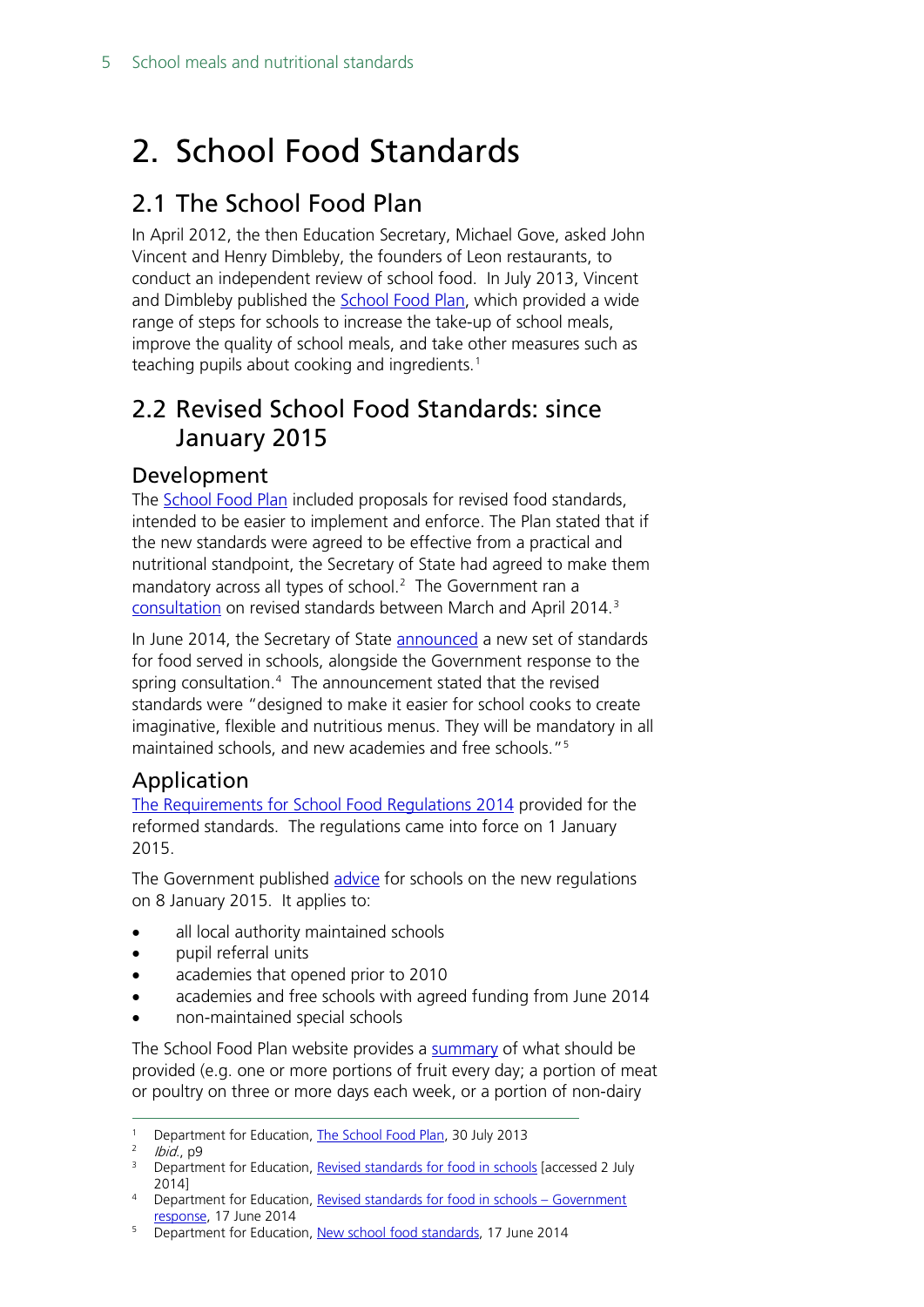# 2. School Food Standards

## 2.1 The School Food Plan

In April 2012, the then Education Secretary, Michael Gove, asked John Vincent and Henry Dimbleby, the founders of Leon restaurants, to conduct an independent review of school food. In July 2013, Vincent and Dimbleby published the School Food Plan, which provided a wide range of steps for schools to increase the take-up of school meals, improve the quality of school meals, and take other measures such as teaching pupils about cooking and ingredients.[1]

## 2.2 Revised School Food Standards: since January 2015

### Development

The School Food Plan included proposals for revised food standards, intended to be easier to implement and enforce. The Plan stated that if the new standards were agreed to be effective from a practical and nutritional standpoint, the Secretary of State had agreed to make them mandatory across all types of school.[2] The Government ran a consultation on revised standards between March and April 2014.[3]

In June 2014, the Secretary of State announced a new set of standards for food served in schools, alongside the Government response to the spring consultation.[4] The announcement stated that the revised standards were "designed to make it easier for school cooks to create imaginative, flexible and nutritious menus. They will be mandatory in all maintained schools, and new academies and free schools."[5]

### Application

The Requirements for School Food Regulations 2014 provided for the reformed standards. The regulations came into force on 1 January 2015.

The Government published advice for schools on the new regulations on 8 January 2015. It applies to:

- all local authority maintained schools
- pupil referral units
- academies that opened prior to 2010
- academies and free schools with agreed funding from June 2014
- non-maintained special schools

The School Food Plan website provides a summary of what should be provided (e.g. one or more portions of fruit every day; a portion of meat or poultry on three or more days each week, or a portion of non-dairy

---

[1] Department for Education, The School Food Plan, 30 July 2013

[2] *Ibid.*, p9

[3] Department for Education, Revised standards for food in schools [accessed 2 July 2014]

[4] Department for Education, Revised standards for food in schools – Government response, 17 June 2014

[5] Department for Education, New school food standards, 17 June 2014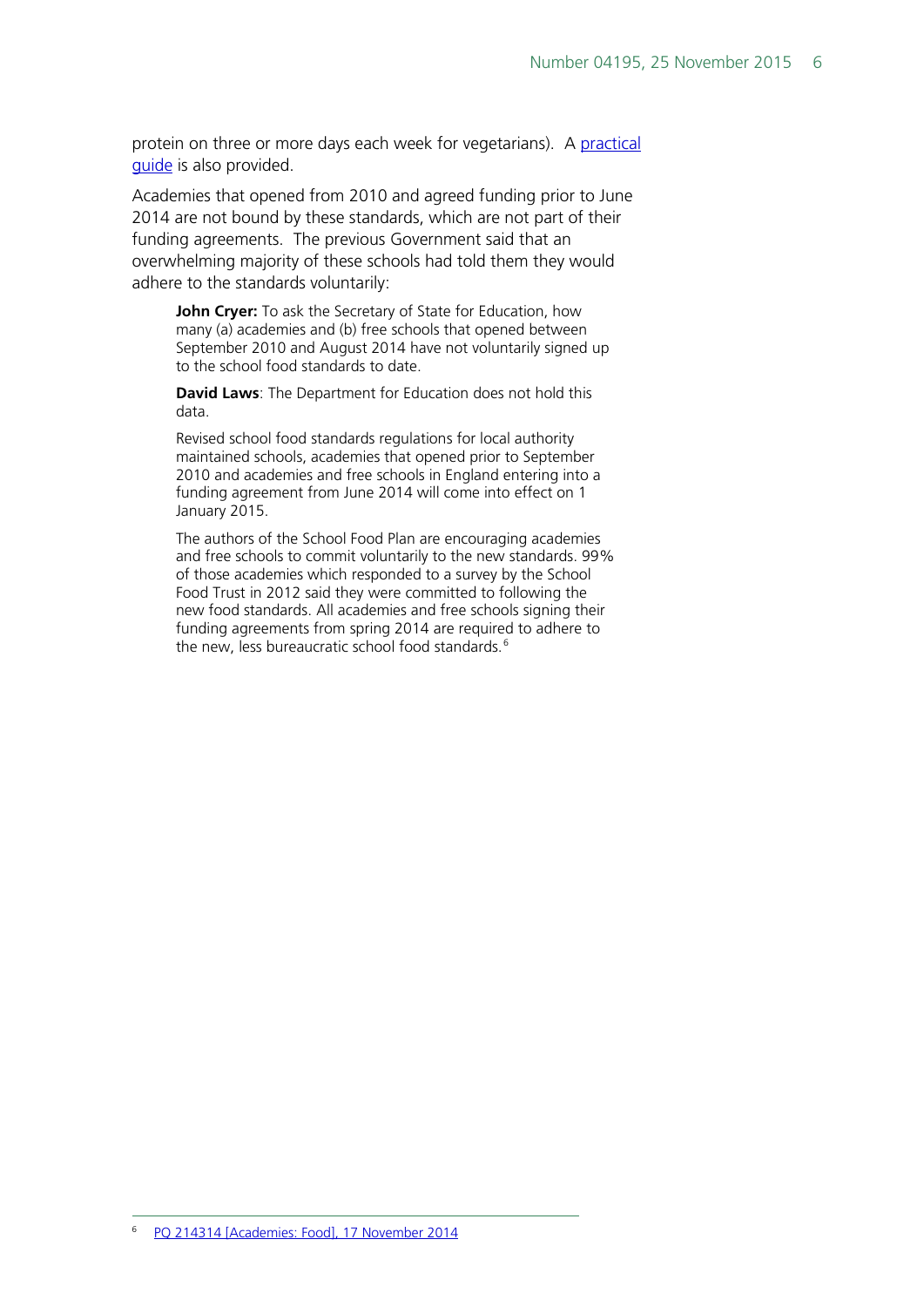protein on three or more days each week for vegetarians). A [practical guide](#) is also provided.

Academies that opened from 2010 and agreed funding prior to June 2014 are not bound by these standards, which are not part of their funding agreements. The previous Government said that an overwhelming majority of these schools had told them they would adhere to the standards voluntarily:

> **John Cryer:** To ask the Secretary of State for Education, how many (a) academies and (b) free schools that opened between September 2010 and August 2014 have not voluntarily signed up to the school food standards to date.
>
> **David Laws**: The Department for Education does not hold this data.
>
> Revised school food standards regulations for local authority maintained schools, academies that opened prior to September 2010 and academies and free schools in England entering into a funding agreement from June 2014 will come into effect on 1 January 2015.
>
> The authors of the School Food Plan are encouraging academies and free schools to commit voluntarily to the new standards. 99% of those academies which responded to a survey by the School Food Trust in 2012 said they were committed to following the new food standards. All academies and free schools signing their funding agreements from spring 2014 are required to adhere to the new, less bureaucratic school food standards.[6]

[6] PQ 214314 [Academies: Food], 17 November 2014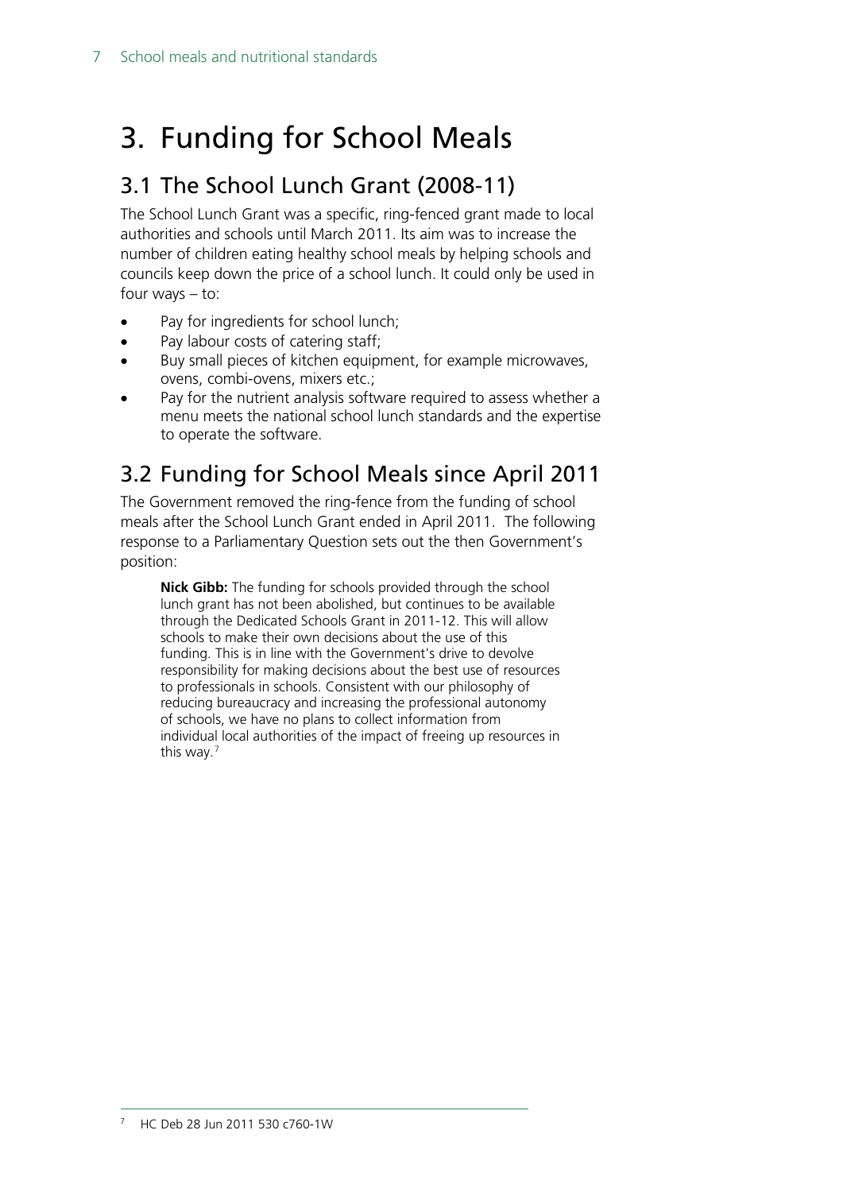# 3. Funding for School Meals

## 3.1 The School Lunch Grant (2008-11)

The School Lunch Grant was a specific, ring-fenced grant made to local authorities and schools until March 2011. Its aim was to increase the number of children eating healthy school meals by helping schools and councils keep down the price of a school lunch. It could only be used in four ways – to:

- Pay for ingredients for school lunch;
- Pay labour costs of catering staff;
- Buy small pieces of kitchen equipment, for example microwaves, ovens, combi-ovens, mixers etc.;
- Pay for the nutrient analysis software required to assess whether a menu meets the national school lunch standards and the expertise to operate the software.

## 3.2 Funding for School Meals since April 2011

The Government removed the ring-fence from the funding of school meals after the School Lunch Grant ended in April 2011. The following response to a Parliamentary Question sets out the then Government's position:

> **Nick Gibb:** The funding for schools provided through the school lunch grant has not been abolished, but continues to be available through the Dedicated Schools Grant in 2011-12. This will allow schools to make their own decisions about the use of this funding. This is in line with the Government's drive to devolve responsibility for making decisions about the best use of resources to professionals in schools. Consistent with our philosophy of reducing bureaucracy and increasing the professional autonomy of schools, we have no plans to collect information from individual local authorities of the impact of freeing up resources in this way.[7]

[7] HC Deb 28 Jun 2011 530 c760-1W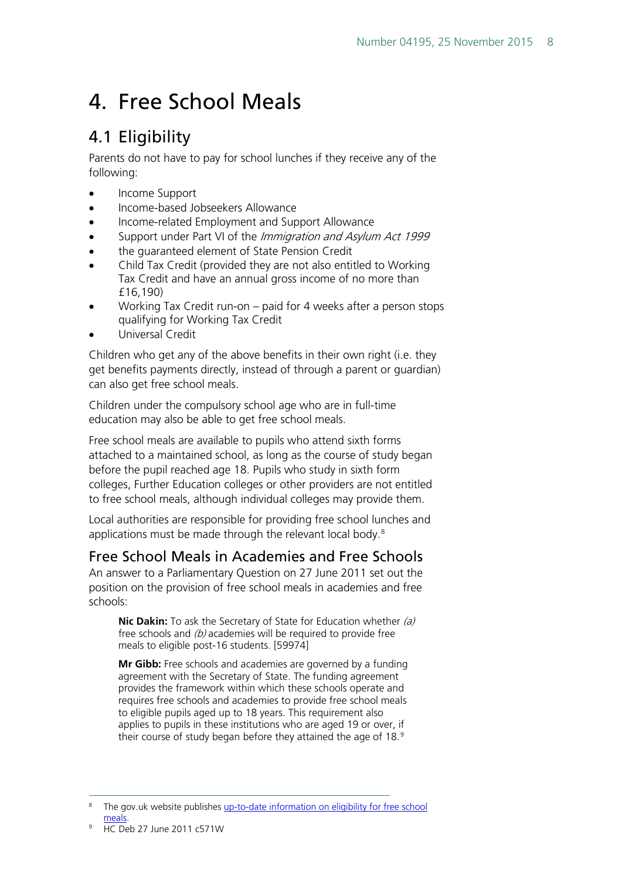# 4. Free School Meals

## 4.1 Eligibility

Parents do not have to pay for school lunches if they receive any of the following:

- Income Support
- Income-based Jobseekers Allowance
- Income-related Employment and Support Allowance
- Support under Part VI of the *Immigration and Asylum Act 1999*
- the guaranteed element of State Pension Credit
- Child Tax Credit (provided they are not also entitled to Working Tax Credit and have an annual gross income of no more than £16,190)
- Working Tax Credit run-on – paid for 4 weeks after a person stops qualifying for Working Tax Credit
- Universal Credit

Children who get any of the above benefits in their own right (i.e. they get benefits payments directly, instead of through a parent or guardian) can also get free school meals.

Children under the compulsory school age who are in full-time education may also be able to get free school meals.

Free school meals are available to pupils who attend sixth forms attached to a maintained school, as long as the course of study began before the pupil reached age 18. Pupils who study in sixth form colleges, Further Education colleges or other providers are not entitled to free school meals, although individual colleges may provide them.

Local authorities are responsible for providing free school lunches and applications must be made through the relevant local body.[8]

### Free School Meals in Academies and Free Schools

An answer to a Parliamentary Question on 27 June 2011 set out the position on the provision of free school meals in academies and free schools:

> **Nic Dakin:** To ask the Secretary of State for Education whether *(a)* free schools and *(b)* academies will be required to provide free meals to eligible post-16 students. [59974]
>
> **Mr Gibb:** Free schools and academies are governed by a funding agreement with the Secretary of State. The funding agreement provides the framework within which these schools operate and requires free schools and academies to provide free school meals to eligible pupils aged up to 18 years. This requirement also applies to pupils in these institutions who are aged 19 or over, if their course of study began before they attained the age of 18.[9]

---

[8] The gov.uk website publishes up-to-date information on eligibility for free school meals.

[9] HC Deb 27 June 2011 c571W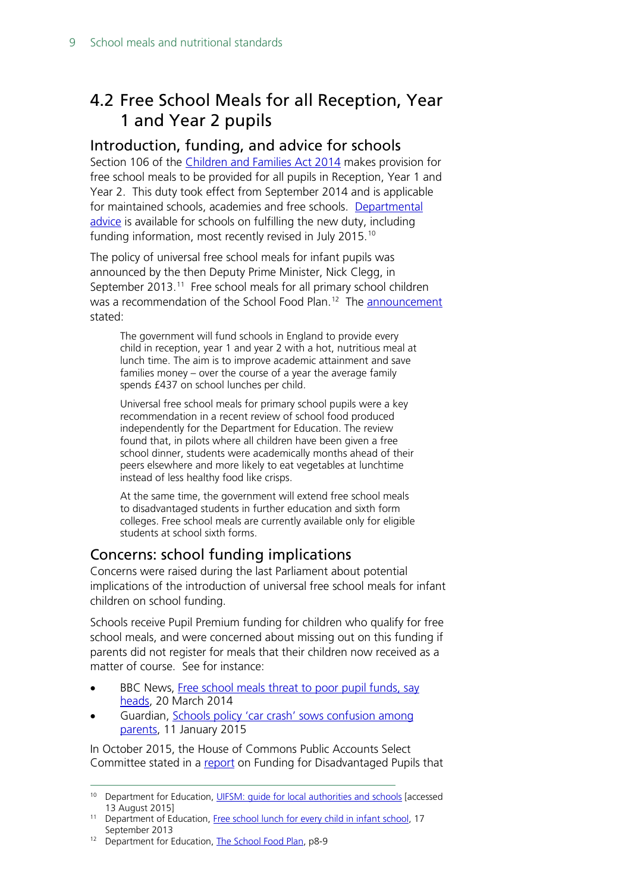## 4.2 Free School Meals for all Reception, Year 1 and Year 2 pupils

### Introduction, funding, and advice for schools

Section 106 of the Children and Families Act 2014 makes provision for free school meals to be provided for all pupils in Reception, Year 1 and Year 2. This duty took effect from September 2014 and is applicable for maintained schools, academies and free schools. Departmental advice is available for schools on fulfilling the new duty, including funding information, most recently revised in July 2015.[10]

The policy of universal free school meals for infant pupils was announced by the then Deputy Prime Minister, Nick Clegg, in September 2013.[11] Free school meals for all primary school children was a recommendation of the School Food Plan.[12] The announcement stated:

> The government will fund schools in England to provide every child in reception, year 1 and year 2 with a hot, nutritious meal at lunch time. The aim is to improve academic attainment and save families money – over the course of a year the average family spends £437 on school lunches per child.
>
> Universal free school meals for primary school pupils were a key recommendation in a recent review of school food produced independently for the Department for Education. The review found that, in pilots where all children have been given a free school dinner, students were academically months ahead of their peers elsewhere and more likely to eat vegetables at lunchtime instead of less healthy food like crisps.
>
> At the same time, the government will extend free school meals to disadvantaged students in further education and sixth form colleges. Free school meals are currently available only for eligible students at school sixth forms.

### Concerns: school funding implications

Concerns were raised during the last Parliament about potential implications of the introduction of universal free school meals for infant children on school funding.

Schools receive Pupil Premium funding for children who qualify for free school meals, and were concerned about missing out on this funding if parents did not register for meals that their children now received as a matter of course. See for instance:

- BBC News, Free school meals threat to poor pupil funds, say heads, 20 March 2014
- Guardian, Schools policy 'car crash' sows confusion among parents, 11 January 2015

In October 2015, the House of Commons Public Accounts Select Committee stated in a report on Funding for Disadvantaged Pupils that

---

[10] Department for Education, UIFSM: guide for local authorities and schools [accessed 13 August 2015]

[11] Department of Education, Free school lunch for every child in infant school, 17 September 2013

[12] Department for Education, The School Food Plan, p8-9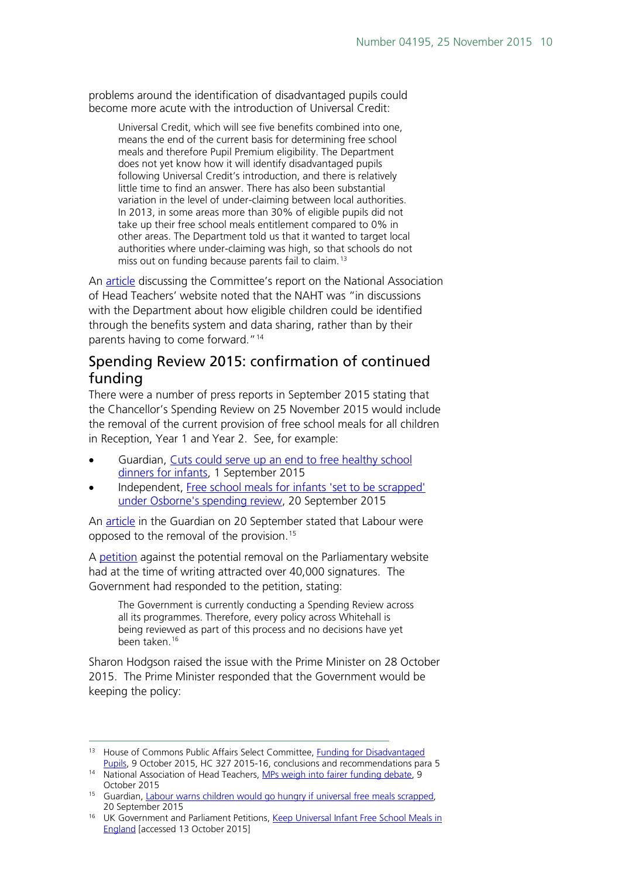problems around the identification of disadvantaged pupils could become more acute with the introduction of Universal Credit:

> Universal Credit, which will see five benefits combined into one, means the end of the current basis for determining free school meals and therefore Pupil Premium eligibility. The Department does not yet know how it will identify disadvantaged pupils following Universal Credit's introduction, and there is relatively little time to find an answer. There has also been substantial variation in the level of under-claiming between local authorities. In 2013, in some areas more than 30% of eligible pupils did not take up their free school meals entitlement compared to 0% in other areas. The Department told us that it wanted to target local authorities where under-claiming was high, so that schools do not miss out on funding because parents fail to claim.[13]

An article discussing the Committee's report on the National Association of Head Teachers' website noted that the NAHT was "in discussions with the Department about how eligible children could be identified through the benefits system and data sharing, rather than by their parents having to come forward."[14]

## Spending Review 2015: confirmation of continued funding

There were a number of press reports in September 2015 stating that the Chancellor's Spending Review on 25 November 2015 would include the removal of the current provision of free school meals for all children in Reception, Year 1 and Year 2. See, for example:

- Guardian, Cuts could serve up an end to free healthy school dinners for infants, 1 September 2015
- Independent, Free school meals for infants 'set to be scrapped' under Osborne's spending review, 20 September 2015

An article in the Guardian on 20 September stated that Labour were opposed to the removal of the provision.[15]

A petition against the potential removal on the Parliamentary website had at the time of writing attracted over 40,000 signatures. The Government had responded to the petition, stating:

> The Government is currently conducting a Spending Review across all its programmes. Therefore, every policy across Whitehall is being reviewed as part of this process and no decisions have yet been taken.[16]

Sharon Hodgson raised the issue with the Prime Minister on 28 October 2015. The Prime Minister responded that the Government would be keeping the policy:

---

[13] House of Commons Public Affairs Select Committee, Funding for Disadvantaged Pupils, 9 October 2015, HC 327 2015-16, conclusions and recommendations para 5

[14] National Association of Head Teachers, MPs weigh into fairer funding debate, 9 October 2015

[15] Guardian, Labour warns children would go hungry if universal free meals scrapped, 20 September 2015

[16] UK Government and Parliament Petitions, Keep Universal Infant Free School Meals in England [accessed 13 October 2015]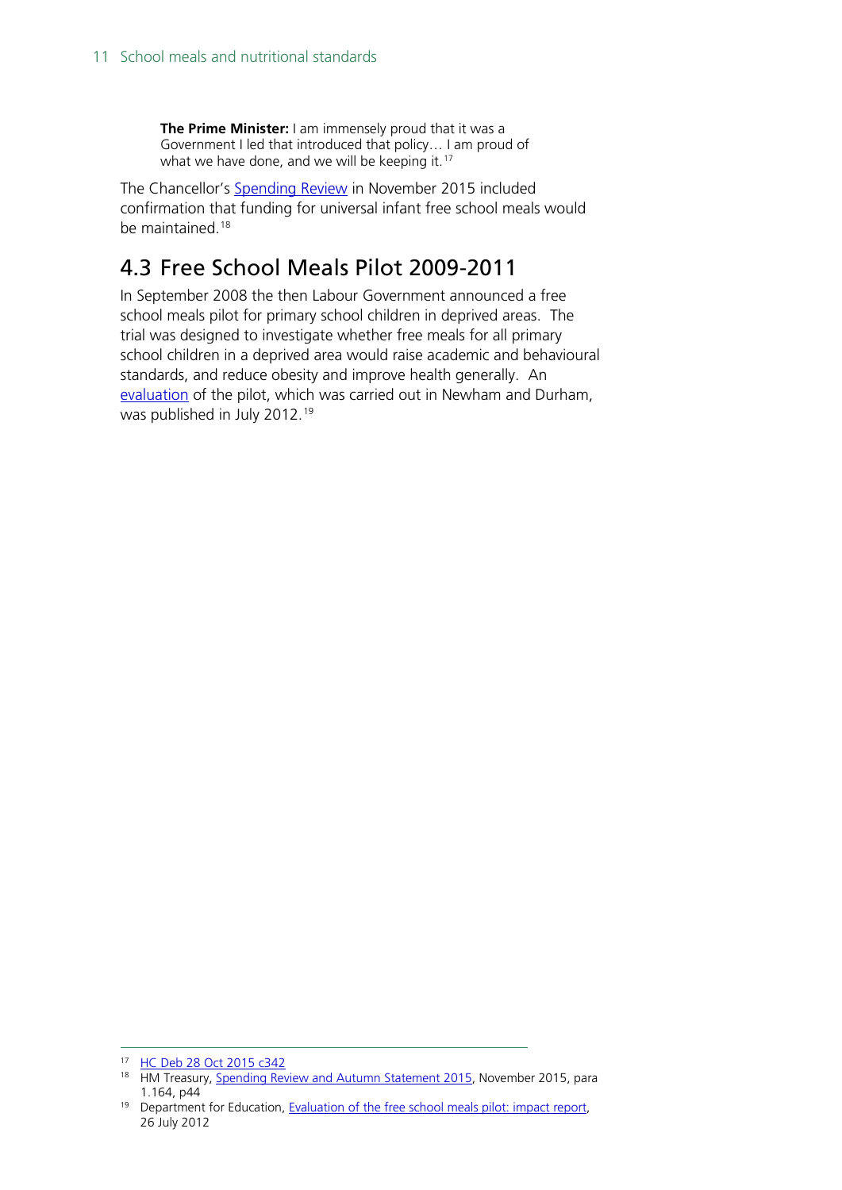> **The Prime Minister:** I am immensely proud that it was a Government I led that introduced that policy… I am proud of what we have done, and we will be keeping it.[17]

The Chancellor's Spending Review in November 2015 included confirmation that funding for universal infant free school meals would be maintained.[18]

## 4.3 Free School Meals Pilot 2009-2011

In September 2008 the then Labour Government announced a free school meals pilot for primary school children in deprived areas. The trial was designed to investigate whether free meals for all primary school children in a deprived area would raise academic and behavioural standards, and reduce obesity and improve health generally. An evaluation of the pilot, which was carried out in Newham and Durham, was published in July 2012.[19]

---

[17] HC Deb 28 Oct 2015 c342

[18] HM Treasury, Spending Review and Autumn Statement 2015, November 2015, para 1.164, p44

[19] Department for Education, Evaluation of the free school meals pilot: impact report, 26 July 2012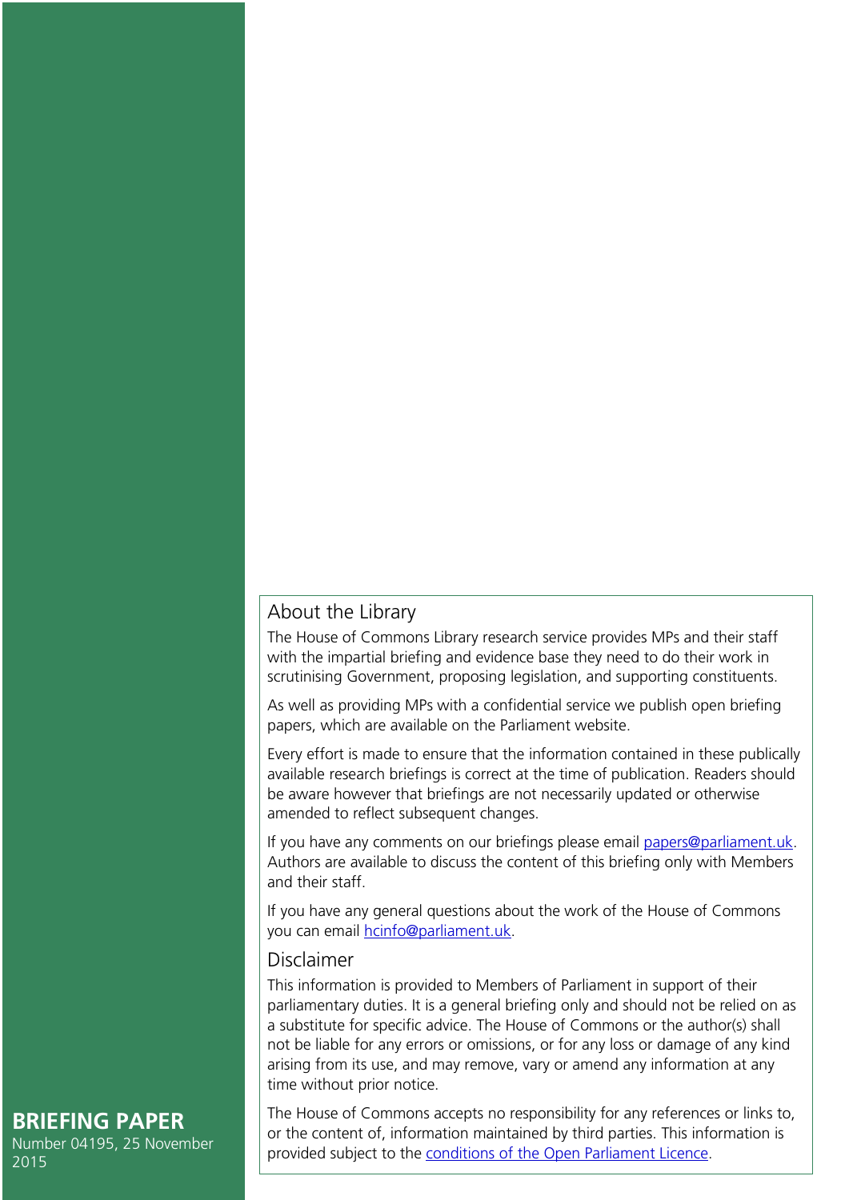## About the Library

The House of Commons Library research service provides MPs and their staff with the impartial briefing and evidence base they need to do their work in scrutinising Government, proposing legislation, and supporting constituents.

As well as providing MPs with a confidential service we publish open briefing papers, which are available on the Parliament website.

Every effort is made to ensure that the information contained in these publically available research briefings is correct at the time of publication. Readers should be aware however that briefings are not necessarily updated or otherwise amended to reflect subsequent changes.

If you have any comments on our briefings please email papers@parliament.uk. Authors are available to discuss the content of this briefing only with Members and their staff.

If you have any general questions about the work of the House of Commons you can email hcinfo@parliament.uk.

## Disclaimer

This information is provided to Members of Parliament in support of their parliamentary duties. It is a general briefing only and should not be relied on as a substitute for specific advice. The House of Commons or the author(s) shall not be liable for any errors or omissions, or for any loss or damage of any kind arising from its use, and may remove, vary or amend any information at any time without prior notice.

The House of Commons accepts no responsibility for any references or links to, or the content of, information maintained by third parties. This information is provided subject to the conditions of the Open Parliament Licence.

**BRIEFING PAPER**
Number 04195, 25 November 2015